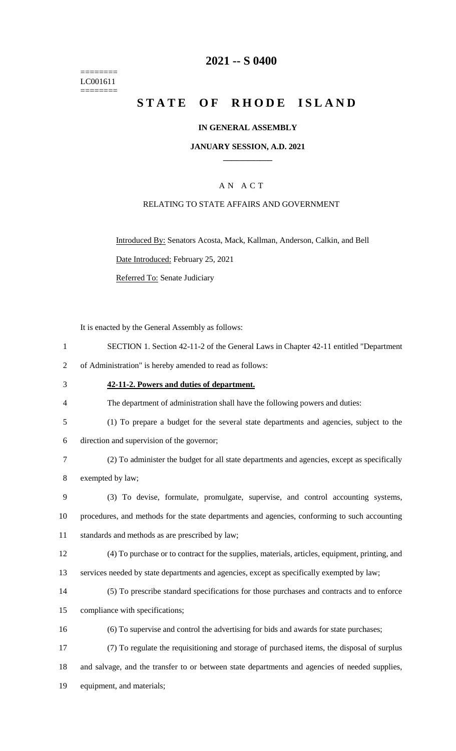# 2021 -- S 0400

========
LC001611
========

# STATE OF RHODE ISLAND

**IN GENERAL ASSEMBLY**

**JANUARY SESSION, A.D. 2021**

____________

A N A C T

RELATING TO STATE AFFAIRS AND GOVERNMENT

Introduced By: Senators Acosta, Mack, Kallman, Anderson, Calkin, and Bell

Date Introduced: February 25, 2021

Referred To: Senate Judiciary

It is enacted by the General Assembly as follows:

1 SECTION 1. Section 42-11-2 of the General Laws in Chapter 42-11 entitled "Department
2 of Administration" is hereby amended to read as follows:

3 **42-11-2. Powers and duties of department.**

4 The department of administration shall have the following powers and duties:

5 (1) To prepare a budget for the several state departments and agencies, subject to the
6 direction and supervision of the governor;

7 (2) To administer the budget for all state departments and agencies, except as specifically
8 exempted by law;

9 (3) To devise, formulate, promulgate, supervise, and control accounting systems,
10 procedures, and methods for the state departments and agencies, conforming to such accounting
11 standards and methods as are prescribed by law;

12 (4) To purchase or to contract for the supplies, materials, articles, equipment, printing, and
13 services needed by state departments and agencies, except as specifically exempted by law;

14 (5) To prescribe standard specifications for those purchases and contracts and to enforce
15 compliance with specifications;

16 (6) To supervise and control the advertising for bids and awards for state purchases;

17 (7) To regulate the requisitioning and storage of purchased items, the disposal of surplus
18 and salvage, and the transfer to or between state departments and agencies of needed supplies,
19 equipment, and materials;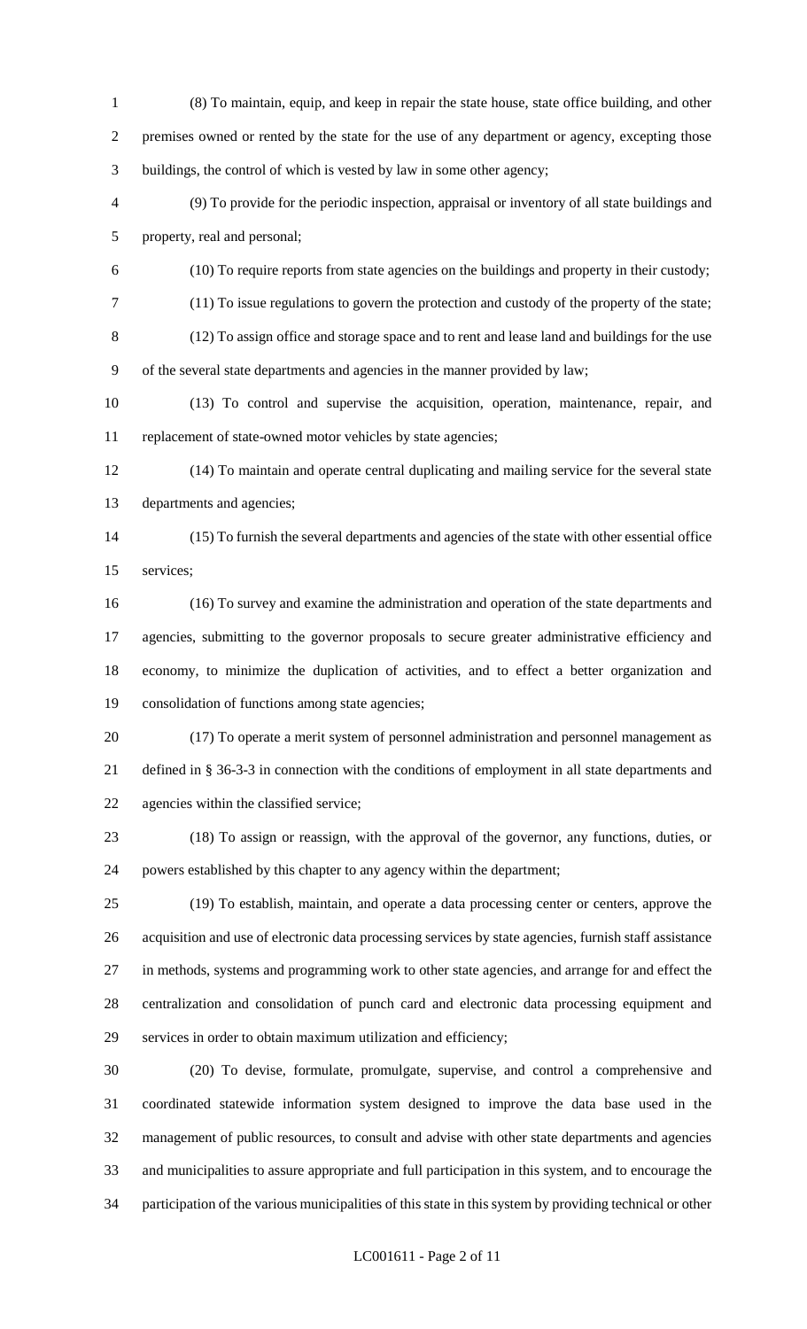(8) To maintain, equip, and keep in repair the state house, state office building, and other premises owned or rented by the state for the use of any department or agency, excepting those buildings, the control of which is vested by law in some other agency;

(9) To provide for the periodic inspection, appraisal or inventory of all state buildings and property, real and personal;

(10) To require reports from state agencies on the buildings and property in their custody;

(11) To issue regulations to govern the protection and custody of the property of the state;

(12) To assign office and storage space and to rent and lease land and buildings for the use of the several state departments and agencies in the manner provided by law;

(13) To control and supervise the acquisition, operation, maintenance, repair, and replacement of state-owned motor vehicles by state agencies;

(14) To maintain and operate central duplicating and mailing service for the several state departments and agencies;

(15) To furnish the several departments and agencies of the state with other essential office services;

(16) To survey and examine the administration and operation of the state departments and agencies, submitting to the governor proposals to secure greater administrative efficiency and economy, to minimize the duplication of activities, and to effect a better organization and consolidation of functions among state agencies;

(17) To operate a merit system of personnel administration and personnel management as defined in § 36-3-3 in connection with the conditions of employment in all state departments and agencies within the classified service;

(18) To assign or reassign, with the approval of the governor, any functions, duties, or powers established by this chapter to any agency within the department;

(19) To establish, maintain, and operate a data processing center or centers, approve the acquisition and use of electronic data processing services by state agencies, furnish staff assistance in methods, systems and programming work to other state agencies, and arrange for and effect the centralization and consolidation of punch card and electronic data processing equipment and services in order to obtain maximum utilization and efficiency;

(20) To devise, formulate, promulgate, supervise, and control a comprehensive and coordinated statewide information system designed to improve the data base used in the management of public resources, to consult and advise with other state departments and agencies and municipalities to assure appropriate and full participation in this system, and to encourage the participation of the various municipalities of this state in this system by providing technical or other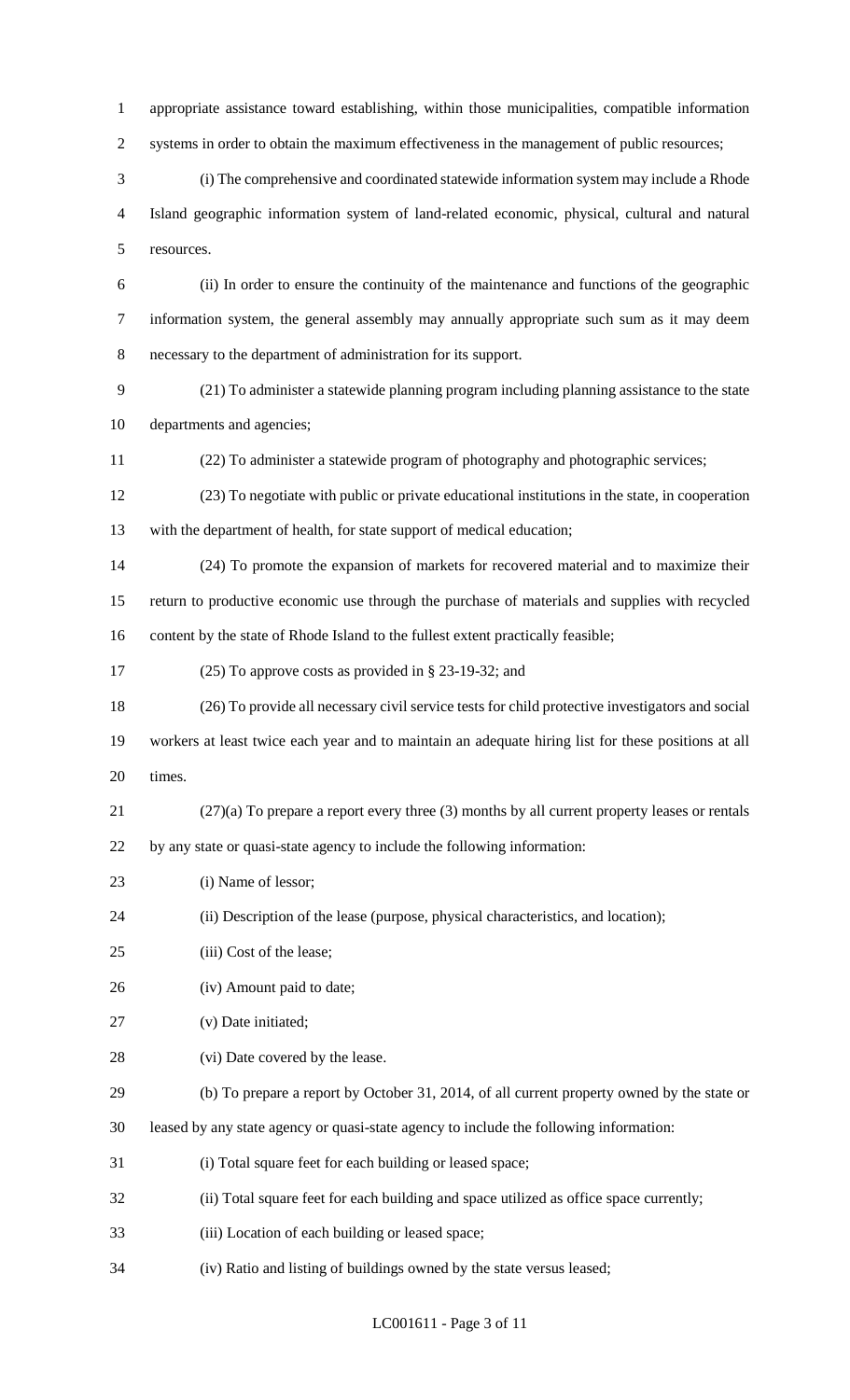appropriate assistance toward establishing, within those municipalities, compatible information systems in order to obtain the maximum effectiveness in the management of public resources;

(i) The comprehensive and coordinated statewide information system may include a Rhode Island geographic information system of land-related economic, physical, cultural and natural resources.

(ii) In order to ensure the continuity of the maintenance and functions of the geographic information system, the general assembly may annually appropriate such sum as it may deem necessary to the department of administration for its support.

(21) To administer a statewide planning program including planning assistance to the state departments and agencies;

(22) To administer a statewide program of photography and photographic services;

(23) To negotiate with public or private educational institutions in the state, in cooperation with the department of health, for state support of medical education;

(24) To promote the expansion of markets for recovered material and to maximize their return to productive economic use through the purchase of materials and supplies with recycled content by the state of Rhode Island to the fullest extent practically feasible;

(25) To approve costs as provided in § 23-19-32; and

(26) To provide all necessary civil service tests for child protective investigators and social workers at least twice each year and to maintain an adequate hiring list for these positions at all times.

(27)(a) To prepare a report every three (3) months by all current property leases or rentals by any state or quasi-state agency to include the following information:

(i) Name of lessor;

(ii) Description of the lease (purpose, physical characteristics, and location);

(iii) Cost of the lease;

(iv) Amount paid to date;

(v) Date initiated;

(vi) Date covered by the lease.

(b) To prepare a report by October 31, 2014, of all current property owned by the state or leased by any state agency or quasi-state agency to include the following information:

(i) Total square feet for each building or leased space;

(ii) Total square feet for each building and space utilized as office space currently;

(iii) Location of each building or leased space;

(iv) Ratio and listing of buildings owned by the state versus leased;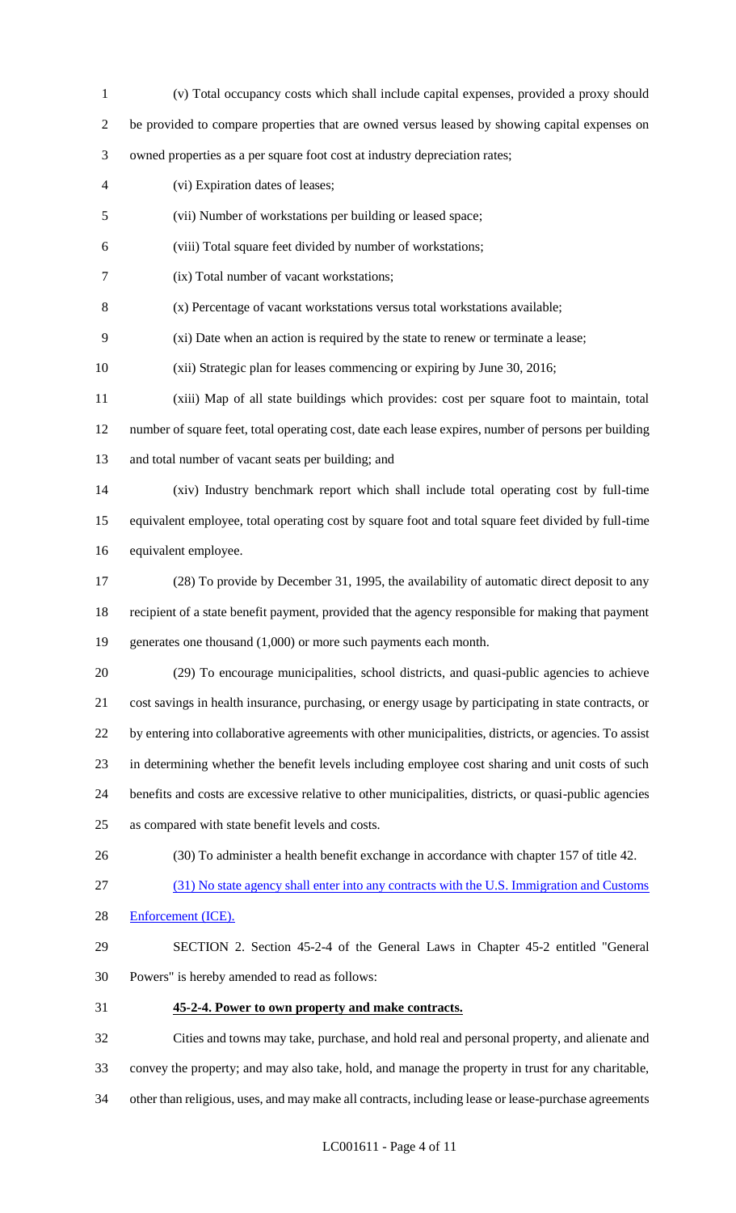(v) Total occupancy costs which shall include capital expenses, provided a proxy should be provided to compare properties that are owned versus leased by showing capital expenses on owned properties as a per square foot cost at industry depreciation rates;

(vi) Expiration dates of leases;

(vii) Number of workstations per building or leased space;

(viii) Total square feet divided by number of workstations;

(ix) Total number of vacant workstations;

(x) Percentage of vacant workstations versus total workstations available;

(xi) Date when an action is required by the state to renew or terminate a lease;

(xii) Strategic plan for leases commencing or expiring by June 30, 2016;

(xiii) Map of all state buildings which provides: cost per square foot to maintain, total number of square feet, total operating cost, date each lease expires, number of persons per building and total number of vacant seats per building; and

(xiv) Industry benchmark report which shall include total operating cost by full-time equivalent employee, total operating cost by square foot and total square feet divided by full-time equivalent employee.

(28) To provide by December 31, 1995, the availability of automatic direct deposit to any recipient of a state benefit payment, provided that the agency responsible for making that payment generates one thousand (1,000) or more such payments each month.

(29) To encourage municipalities, school districts, and quasi-public agencies to achieve cost savings in health insurance, purchasing, or energy usage by participating in state contracts, or by entering into collaborative agreements with other municipalities, districts, or agencies. To assist in determining whether the benefit levels including employee cost sharing and unit costs of such benefits and costs are excessive relative to other municipalities, districts, or quasi-public agencies as compared with state benefit levels and costs.

(30) To administer a health benefit exchange in accordance with chapter 157 of title 42.

(31) No state agency shall enter into any contracts with the U.S. Immigration and Customs Enforcement (ICE).

SECTION 2. Section 45-2-4 of the General Laws in Chapter 45-2 entitled "General Powers" is hereby amended to read as follows:

**45-2-4. Power to own property and make contracts.**

Cities and towns may take, purchase, and hold real and personal property, and alienate and convey the property; and may also take, hold, and manage the property in trust for any charitable, other than religious, uses, and may make all contracts, including lease or lease-purchase agreements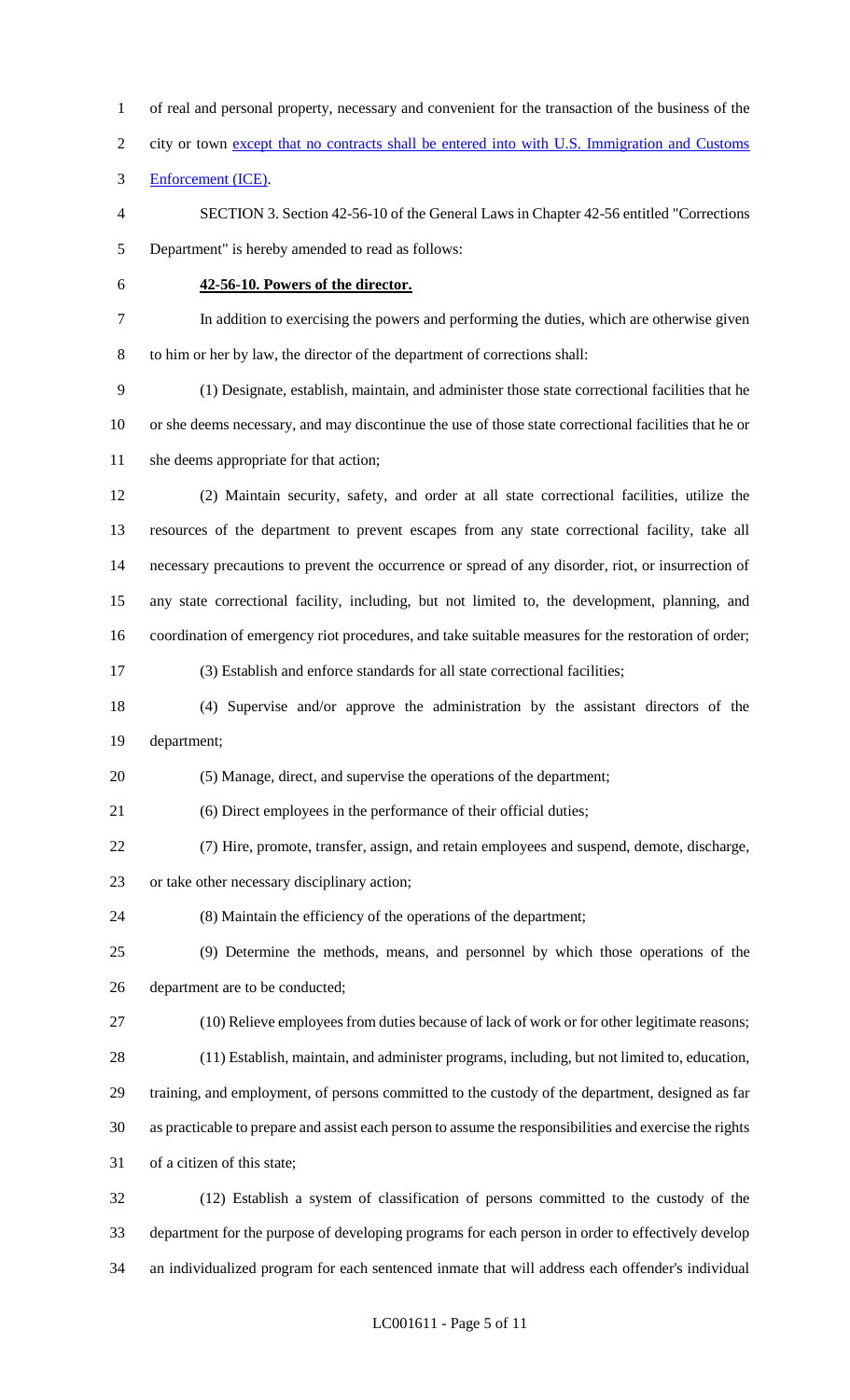of real and personal property, necessary and convenient for the transaction of the business of the city or town <u>except that no contracts shall be entered into with U.S. Immigration and Customs Enforcement (ICE)</u>.

SECTION 3. Section 42-56-10 of the General Laws in Chapter 42-56 entitled "Corrections Department" is hereby amended to read as follows:

**42-56-10. Powers of the director.**

In addition to exercising the powers and performing the duties, which are otherwise given to him or her by law, the director of the department of corrections shall:

(1) Designate, establish, maintain, and administer those state correctional facilities that he or she deems necessary, and may discontinue the use of those state correctional facilities that he or she deems appropriate for that action;

(2) Maintain security, safety, and order at all state correctional facilities, utilize the resources of the department to prevent escapes from any state correctional facility, take all necessary precautions to prevent the occurrence or spread of any disorder, riot, or insurrection of any state correctional facility, including, but not limited to, the development, planning, and coordination of emergency riot procedures, and take suitable measures for the restoration of order;

(3) Establish and enforce standards for all state correctional facilities;

(4) Supervise and/or approve the administration by the assistant directors of the department;

(5) Manage, direct, and supervise the operations of the department;

(6) Direct employees in the performance of their official duties;

(7) Hire, promote, transfer, assign, and retain employees and suspend, demote, discharge, or take other necessary disciplinary action;

(8) Maintain the efficiency of the operations of the department;

(9) Determine the methods, means, and personnel by which those operations of the department are to be conducted;

(10) Relieve employees from duties because of lack of work or for other legitimate reasons;

(11) Establish, maintain, and administer programs, including, but not limited to, education, training, and employment, of persons committed to the custody of the department, designed as far as practicable to prepare and assist each person to assume the responsibilities and exercise the rights of a citizen of this state;

(12) Establish a system of classification of persons committed to the custody of the department for the purpose of developing programs for each person in order to effectively develop an individualized program for each sentenced inmate that will address each offender's individual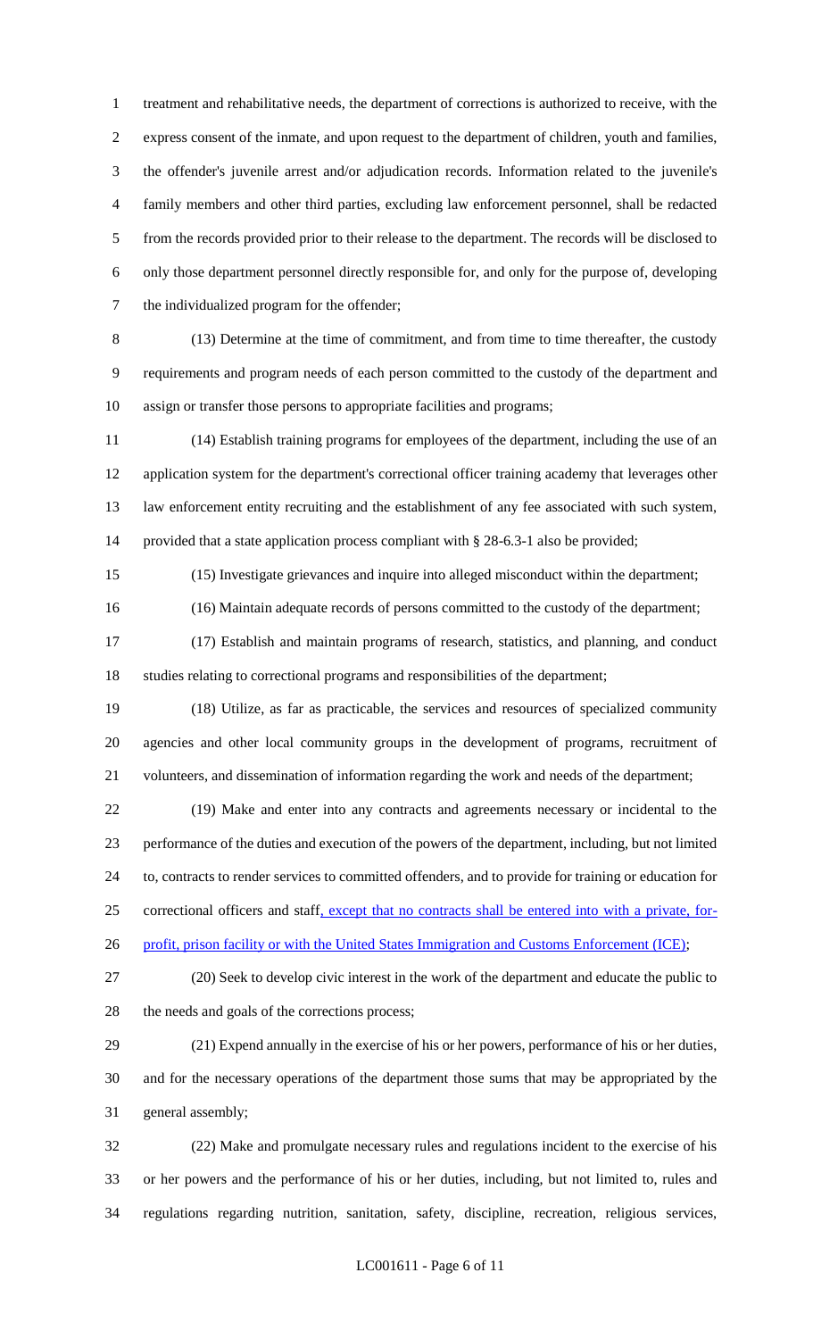treatment and rehabilitative needs, the department of corrections is authorized to receive, with the express consent of the inmate, and upon request to the department of children, youth and families, the offender's juvenile arrest and/or adjudication records. Information related to the juvenile's family members and other third parties, excluding law enforcement personnel, shall be redacted from the records provided prior to their release to the department. The records will be disclosed to only those department personnel directly responsible for, and only for the purpose of, developing the individualized program for the offender;

(13) Determine at the time of commitment, and from time to time thereafter, the custody requirements and program needs of each person committed to the custody of the department and assign or transfer those persons to appropriate facilities and programs;

(14) Establish training programs for employees of the department, including the use of an application system for the department's correctional officer training academy that leverages other law enforcement entity recruiting and the establishment of any fee associated with such system, provided that a state application process compliant with § 28-6.3-1 also be provided;

(15) Investigate grievances and inquire into alleged misconduct within the department;

(16) Maintain adequate records of persons committed to the custody of the department;

(17) Establish and maintain programs of research, statistics, and planning, and conduct studies relating to correctional programs and responsibilities of the department;

(18) Utilize, as far as practicable, the services and resources of specialized community agencies and other local community groups in the development of programs, recruitment of volunteers, and dissemination of information regarding the work and needs of the department;

(19) Make and enter into any contracts and agreements necessary or incidental to the performance of the duties and execution of the powers of the department, including, but not limited to, contracts to render services to committed offenders, and to provide for training or education for correctional officers and staff, except that no contracts shall be entered into with a private, for-profit, prison facility or with the United States Immigration and Customs Enforcement (ICE);

(20) Seek to develop civic interest in the work of the department and educate the public to the needs and goals of the corrections process;

(21) Expend annually in the exercise of his or her powers, performance of his or her duties, and for the necessary operations of the department those sums that may be appropriated by the general assembly;

(22) Make and promulgate necessary rules and regulations incident to the exercise of his or her powers and the performance of his or her duties, including, but not limited to, rules and regulations regarding nutrition, sanitation, safety, discipline, recreation, religious services,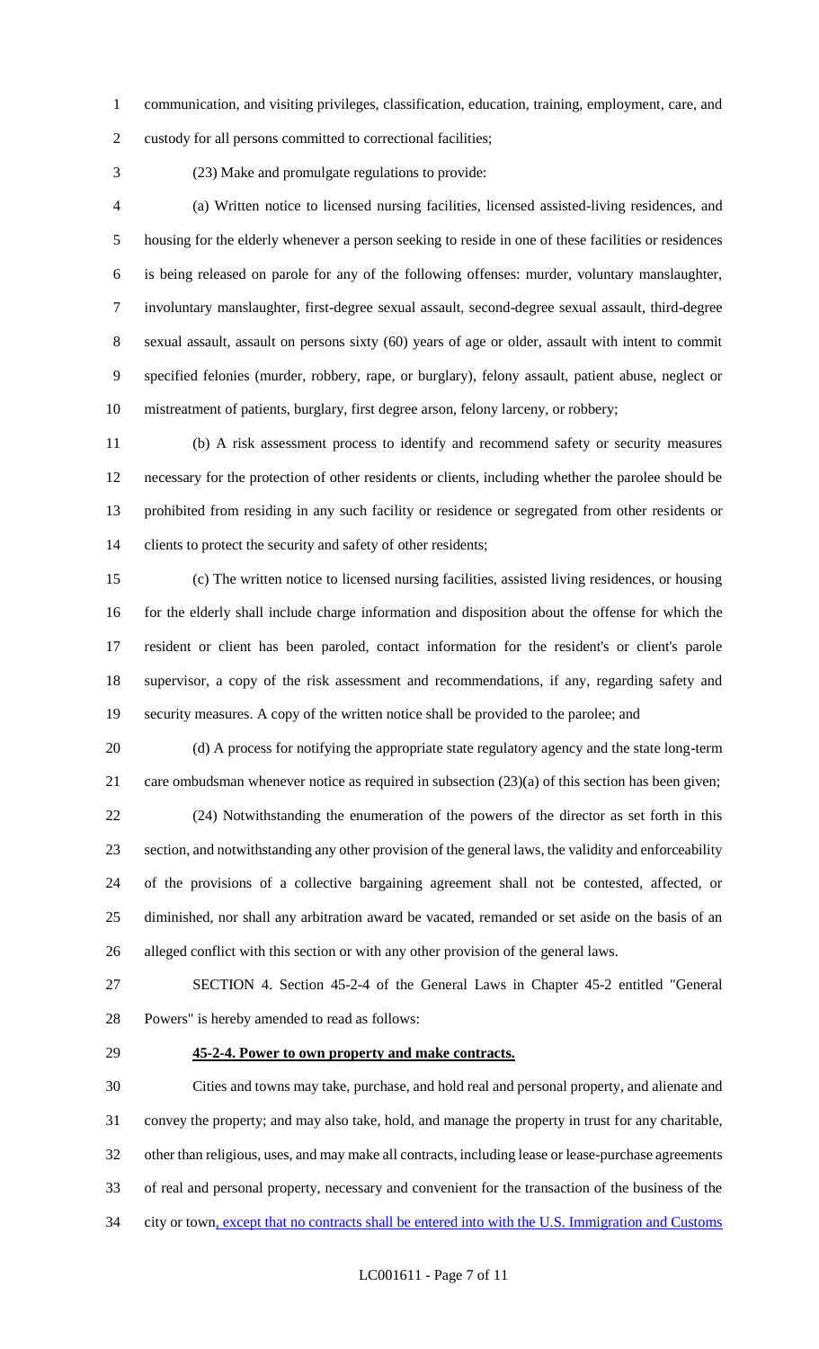communication, and visiting privileges, classification, education, training, employment, care, and custody for all persons committed to correctional facilities;

(23) Make and promulgate regulations to provide:

(a) Written notice to licensed nursing facilities, licensed assisted-living residences, and housing for the elderly whenever a person seeking to reside in one of these facilities or residences is being released on parole for any of the following offenses: murder, voluntary manslaughter, involuntary manslaughter, first-degree sexual assault, second-degree sexual assault, third-degree sexual assault, assault on persons sixty (60) years of age or older, assault with intent to commit specified felonies (murder, robbery, rape, or burglary), felony assault, patient abuse, neglect or mistreatment of patients, burglary, first degree arson, felony larceny, or robbery;

(b) A risk assessment process to identify and recommend safety or security measures necessary for the protection of other residents or clients, including whether the parolee should be prohibited from residing in any such facility or residence or segregated from other residents or clients to protect the security and safety of other residents;

(c) The written notice to licensed nursing facilities, assisted living residences, or housing for the elderly shall include charge information and disposition about the offense for which the resident or client has been paroled, contact information for the resident's or client's parole supervisor, a copy of the risk assessment and recommendations, if any, regarding safety and security measures. A copy of the written notice shall be provided to the parolee; and

(d) A process for notifying the appropriate state regulatory agency and the state long-term care ombudsman whenever notice as required in subsection (23)(a) of this section has been given;

(24) Notwithstanding the enumeration of the powers of the director as set forth in this section, and notwithstanding any other provision of the general laws, the validity and enforceability of the provisions of a collective bargaining agreement shall not be contested, affected, or diminished, nor shall any arbitration award be vacated, remanded or set aside on the basis of an alleged conflict with this section or with any other provision of the general laws.

SECTION 4. Section 45-2-4 of the General Laws in Chapter 45-2 entitled "General Powers" is hereby amended to read as follows:

**45-2-4. Power to own property and make contracts.**

Cities and towns may take, purchase, and hold real and personal property, and alienate and convey the property; and may also take, hold, and manage the property in trust for any charitable, other than religious, uses, and may make all contracts, including lease or lease-purchase agreements of real and personal property, necessary and convenient for the transaction of the business of the city or town, except that no contracts shall be entered into with the U.S. Immigration and Customs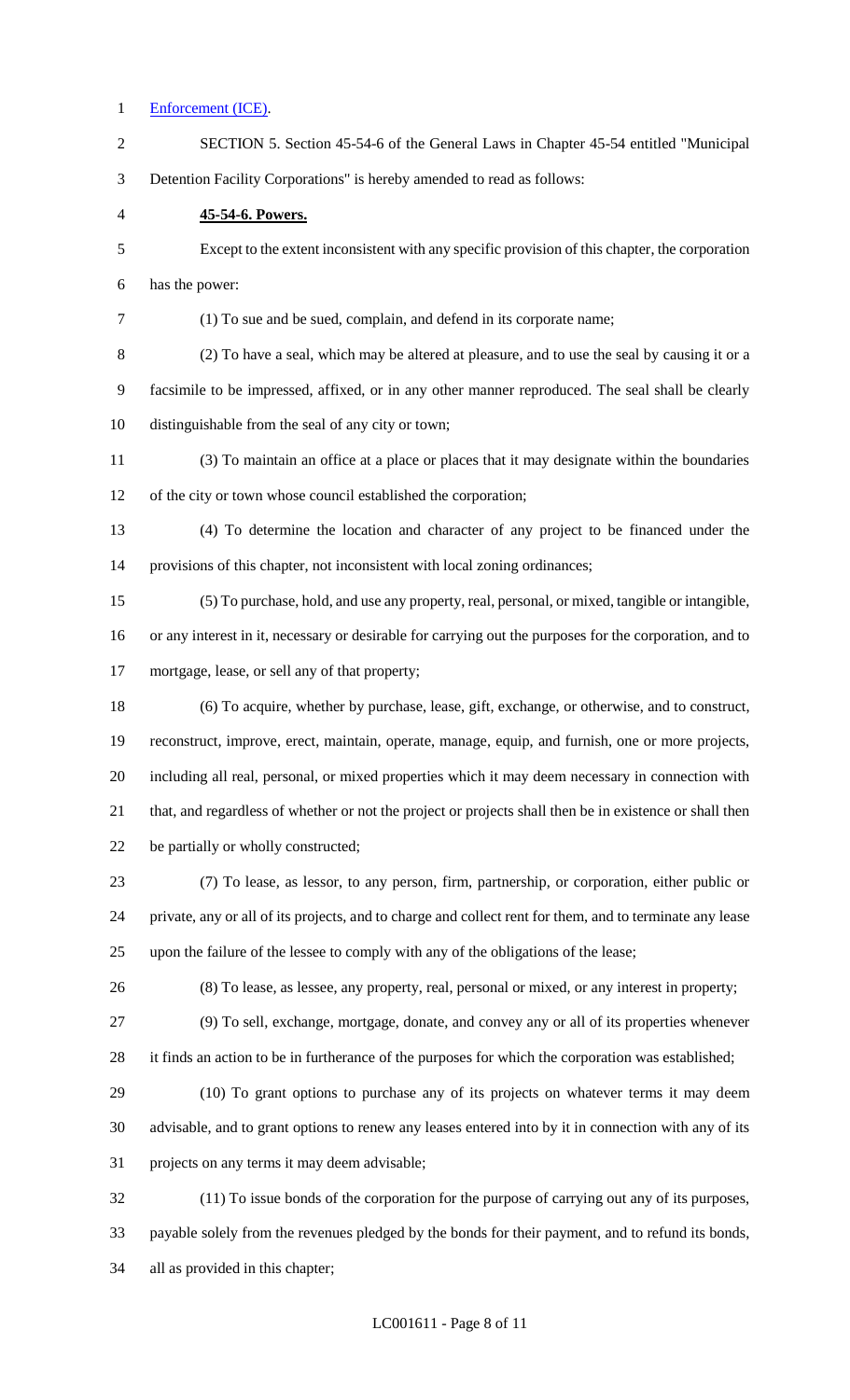Enforcement (ICE).

SECTION 5. Section 45-54-6 of the General Laws in Chapter 45-54 entitled "Municipal Detention Facility Corporations" is hereby amended to read as follows:

**45-54-6. Powers.**

Except to the extent inconsistent with any specific provision of this chapter, the corporation has the power:

(1) To sue and be sued, complain, and defend in its corporate name;

(2) To have a seal, which may be altered at pleasure, and to use the seal by causing it or a facsimile to be impressed, affixed, or in any other manner reproduced. The seal shall be clearly distinguishable from the seal of any city or town;

(3) To maintain an office at a place or places that it may designate within the boundaries of the city or town whose council established the corporation;

(4) To determine the location and character of any project to be financed under the provisions of this chapter, not inconsistent with local zoning ordinances;

(5) To purchase, hold, and use any property, real, personal, or mixed, tangible or intangible, or any interest in it, necessary or desirable for carrying out the purposes for the corporation, and to mortgage, lease, or sell any of that property;

(6) To acquire, whether by purchase, lease, gift, exchange, or otherwise, and to construct, reconstruct, improve, erect, maintain, operate, manage, equip, and furnish, one or more projects, including all real, personal, or mixed properties which it may deem necessary in connection with that, and regardless of whether or not the project or projects shall then be in existence or shall then be partially or wholly constructed;

(7) To lease, as lessor, to any person, firm, partnership, or corporation, either public or private, any or all of its projects, and to charge and collect rent for them, and to terminate any lease upon the failure of the lessee to comply with any of the obligations of the lease;

(8) To lease, as lessee, any property, real, personal or mixed, or any interest in property;

(9) To sell, exchange, mortgage, donate, and convey any or all of its properties whenever it finds an action to be in furtherance of the purposes for which the corporation was established;

(10) To grant options to purchase any of its projects on whatever terms it may deem advisable, and to grant options to renew any leases entered into by it in connection with any of its projects on any terms it may deem advisable;

(11) To issue bonds of the corporation for the purpose of carrying out any of its purposes, payable solely from the revenues pledged by the bonds for their payment, and to refund its bonds, all as provided in this chapter;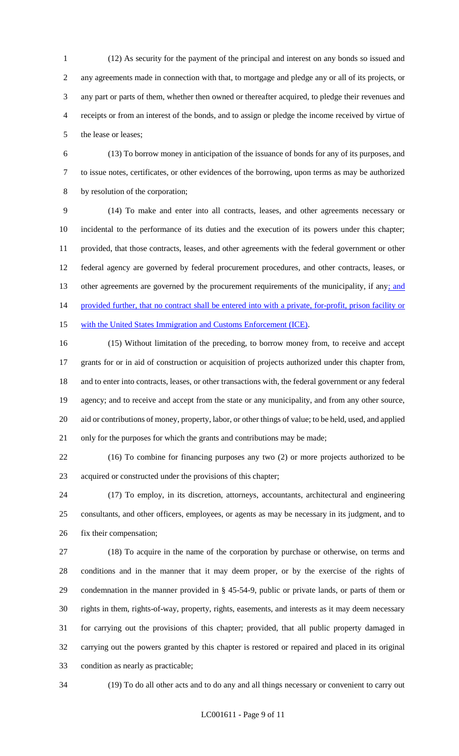(12) As security for the payment of the principal and interest on any bonds so issued and any agreements made in connection with that, to mortgage and pledge any or all of its projects, or any part or parts of them, whether then owned or thereafter acquired, to pledge their revenues and receipts or from an interest of the bonds, and to assign or pledge the income received by virtue of the lease or leases;

(13) To borrow money in anticipation of the issuance of bonds for any of its purposes, and to issue notes, certificates, or other evidences of the borrowing, upon terms as may be authorized by resolution of the corporation;

(14) To make and enter into all contracts, leases, and other agreements necessary or incidental to the performance of its duties and the execution of its powers under this chapter; provided, that those contracts, leases, and other agreements with the federal government or other federal agency are governed by federal procurement procedures, and other contracts, leases, or other agreements are governed by the procurement requirements of the municipality, if any; and provided further, that no contract shall be entered into with a private, for-profit, prison facility or with the United States Immigration and Customs Enforcement (ICE).

(15) Without limitation of the preceding, to borrow money from, to receive and accept grants for or in aid of construction or acquisition of projects authorized under this chapter from, and to enter into contracts, leases, or other transactions with, the federal government or any federal agency; and to receive and accept from the state or any municipality, and from any other source, aid or contributions of money, property, labor, or other things of value; to be held, used, and applied only for the purposes for which the grants and contributions may be made;

(16) To combine for financing purposes any two (2) or more projects authorized to be acquired or constructed under the provisions of this chapter;

(17) To employ, in its discretion, attorneys, accountants, architectural and engineering consultants, and other officers, employees, or agents as may be necessary in its judgment, and to fix their compensation;

(18) To acquire in the name of the corporation by purchase or otherwise, on terms and conditions and in the manner that it may deem proper, or by the exercise of the rights of condemnation in the manner provided in § 45-54-9, public or private lands, or parts of them or rights in them, rights-of-way, property, rights, easements, and interests as it may deem necessary for carrying out the provisions of this chapter; provided, that all public property damaged in carrying out the powers granted by this chapter is restored or repaired and placed in its original condition as nearly as practicable;

(19) To do all other acts and to do any and all things necessary or convenient to carry out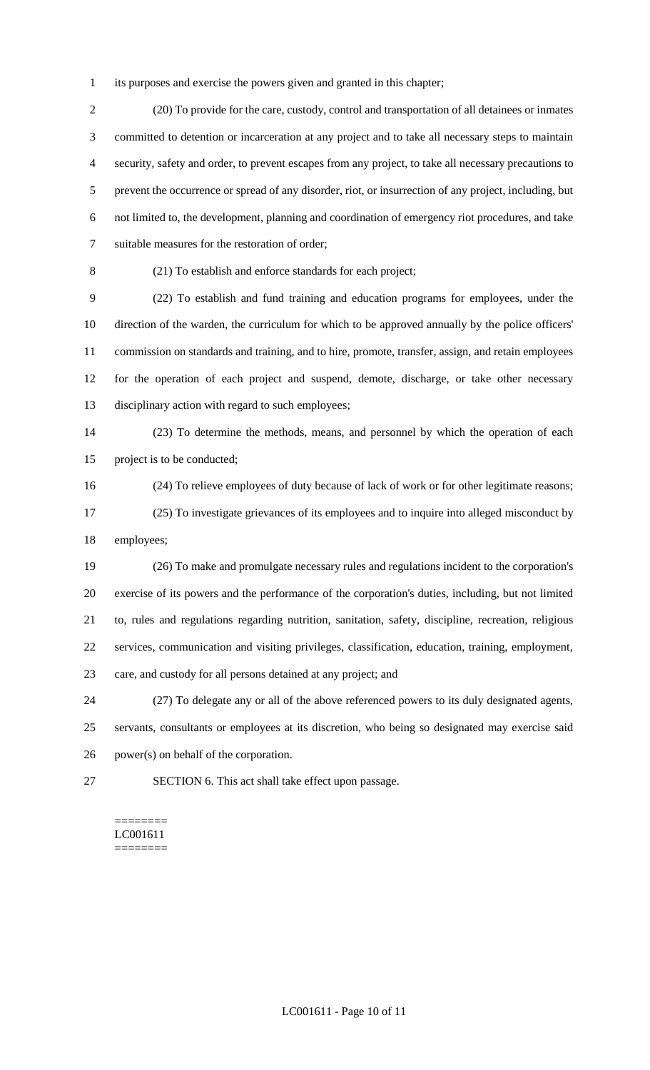its purposes and exercise the powers given and granted in this chapter;

(20) To provide for the care, custody, control and transportation of all detainees or inmates committed to detention or incarceration at any project and to take all necessary steps to maintain security, safety and order, to prevent escapes from any project, to take all necessary precautions to prevent the occurrence or spread of any disorder, riot, or insurrection of any project, including, but not limited to, the development, planning and coordination of emergency riot procedures, and take suitable measures for the restoration of order;

(21) To establish and enforce standards for each project;

(22) To establish and fund training and education programs for employees, under the direction of the warden, the curriculum for which to be approved annually by the police officers' commission on standards and training, and to hire, promote, transfer, assign, and retain employees for the operation of each project and suspend, demote, discharge, or take other necessary disciplinary action with regard to such employees;

(23) To determine the methods, means, and personnel by which the operation of each project is to be conducted;

(24) To relieve employees of duty because of lack of work or for other legitimate reasons;

(25) To investigate grievances of its employees and to inquire into alleged misconduct by employees;

(26) To make and promulgate necessary rules and regulations incident to the corporation's exercise of its powers and the performance of the corporation's duties, including, but not limited to, rules and regulations regarding nutrition, sanitation, safety, discipline, recreation, religious services, communication and visiting privileges, classification, education, training, employment, care, and custody for all persons detained at any project; and

(27) To delegate any or all of the above referenced powers to its duly designated agents, servants, consultants or employees at its discretion, who being so designated may exercise said power(s) on behalf of the corporation.

SECTION 6. This act shall take effect upon passage.

========
LC001611
========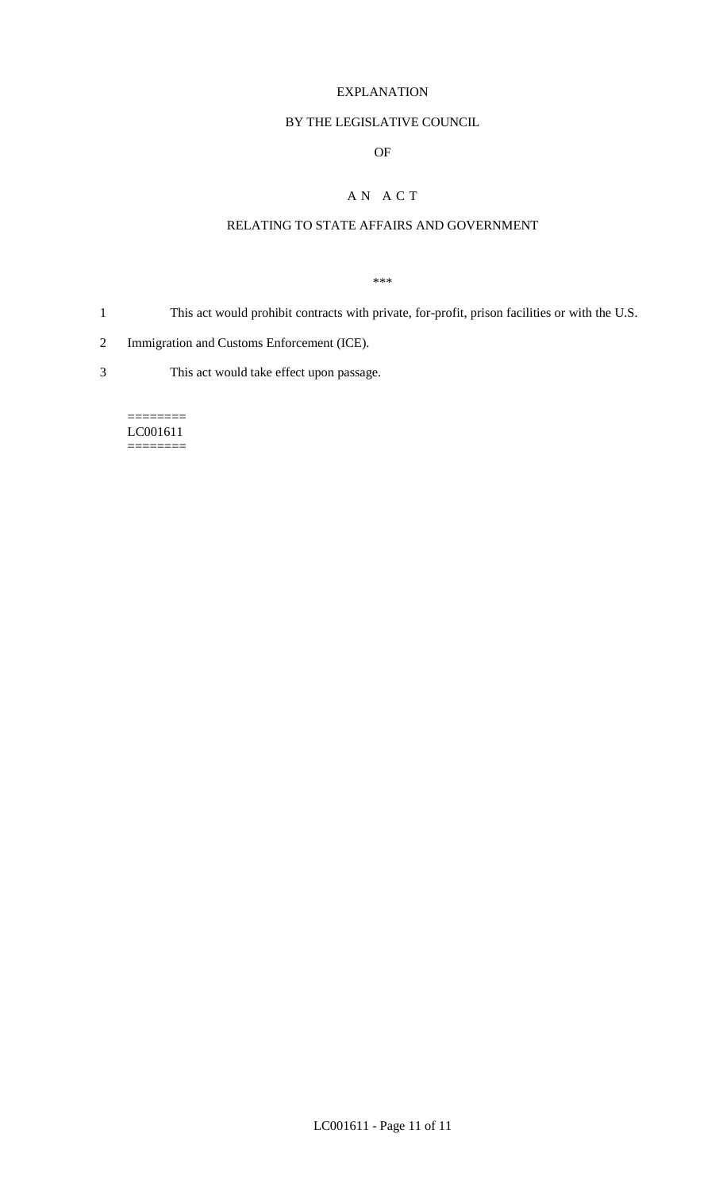EXPLANATION

BY THE LEGISLATIVE COUNCIL

OF

A N A C T

RELATING TO STATE AFFAIRS AND GOVERNMENT

\*\*\*

1 This act would prohibit contracts with private, for-profit, prison facilities or with the U.S.

2 Immigration and Customs Enforcement (ICE).

3 This act would take effect upon passage.

========
LC001611
========